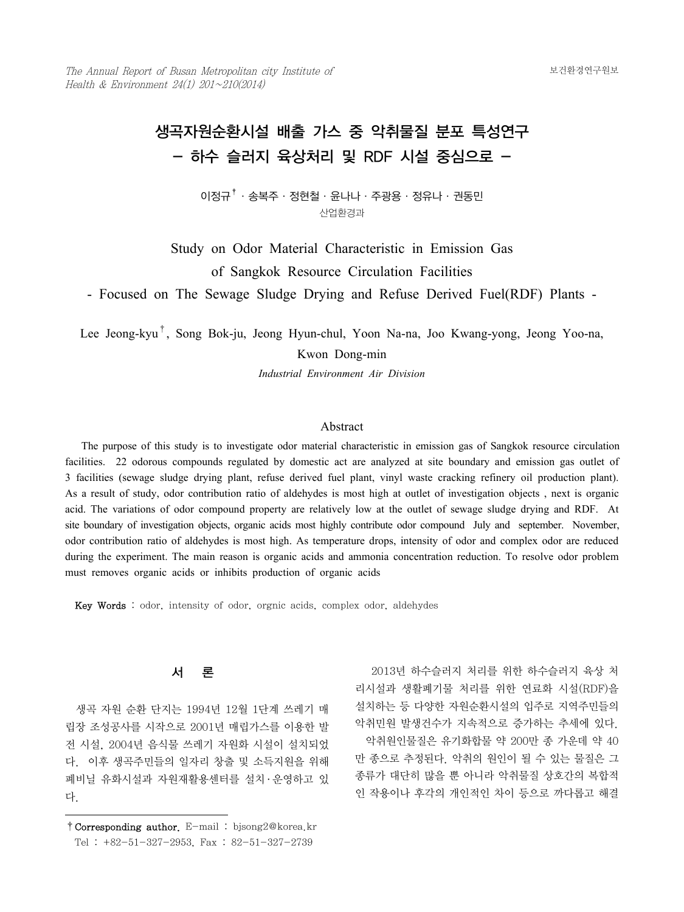# 생곡자원순환시설 배출 가스 중 악취물질 분포 특성연구
## – 하수 슬러지 육상처리 및 RDF 시설 중심으로 –

이정규† · 송복주 · 정현철 · 윤나나 · 주광용 · 정유나 · 권동민

산업환경과

# Study on Odor Material Characteristic in Emission Gas of Sangkok Resource Circulation Facilities
## - Focused on The Sewage Sludge Drying and Refuse Derived Fuel(RDF) Plants -

Lee Jeong-kyu†, Song Bok-ju, Jeong Hyun-chul, Yoon Na-na, Joo Kwang-yong, Jeong Yoo-na, Kwon Dong-min

*Industrial Environment Air Division*

## Abstract

The purpose of this study is to investigate odor material characteristic in emission gas of Sangkok resource circulation facilities. 22 odorous compounds regulated by domestic act are analyzed at site boundary and emission gas outlet of 3 facilities (sewage sludge drying plant, refuse derived fuel plant, vinyl waste cracking refinery oil production plant). As a result of study, odor contribution ratio of aldehydes is most high at outlet of investigation objects , next is organic acid. The variations of odor compound property are relatively low at the outlet of sewage sludge drying and RDF. At site boundary of investigation objects, organic acids most highly contribute odor compound July and september. November, odor contribution ratio of aldehydes is most high. As temperature drops, intensity of odor and complex odor are reduced during the experiment. The main reason is organic acids and ammonia concentration reduction. To resolve odor problem must removes organic acids or inhibits production of organic acids

**Key Words** : odor, intensity of odor, orgnic acids, complex odor, aldehydes

## 서 론

생곡 자원 순환 단지는 1994년 12월 1단계 쓰레기 매립장 조성공사를 시작으로 2001년 매립가스를 이용한 발전 시설, 2004년 음식물 쓰레기 자원화 시설이 설치되었다. 이후 생곡주민들의 일자리 창출 및 소득지원을 위해 폐비닐 유화시설과 자원재활용센터를 설치·운영하고 있다.

2013년 하수슬러지 처리를 위한 하수슬러지 육상 처리시설과 생활폐기물 처리를 위한 연료화 시설(RDF)을 설치하는 등 다양한 자원순환시설의 입주로 지역주민들의 악취민원 발생건수가 지속적으로 증가하는 추세에 있다.

악취원인물질은 유기화합물 약 200만 종 가운데 약 40만 종으로 추정된다. 악취의 원인이 될 수 있는 물질은 그 종류가 대단히 많을 뿐 아니라 악취물질 상호간의 복합적인 작용이나 후각의 개인적인 차이 등으로 까다롭고 해결

---

† Corresponding author. E-mail : bjsong2@korea.kr
Tel : +82-51-327-2953, Fax : 82-51-327-2739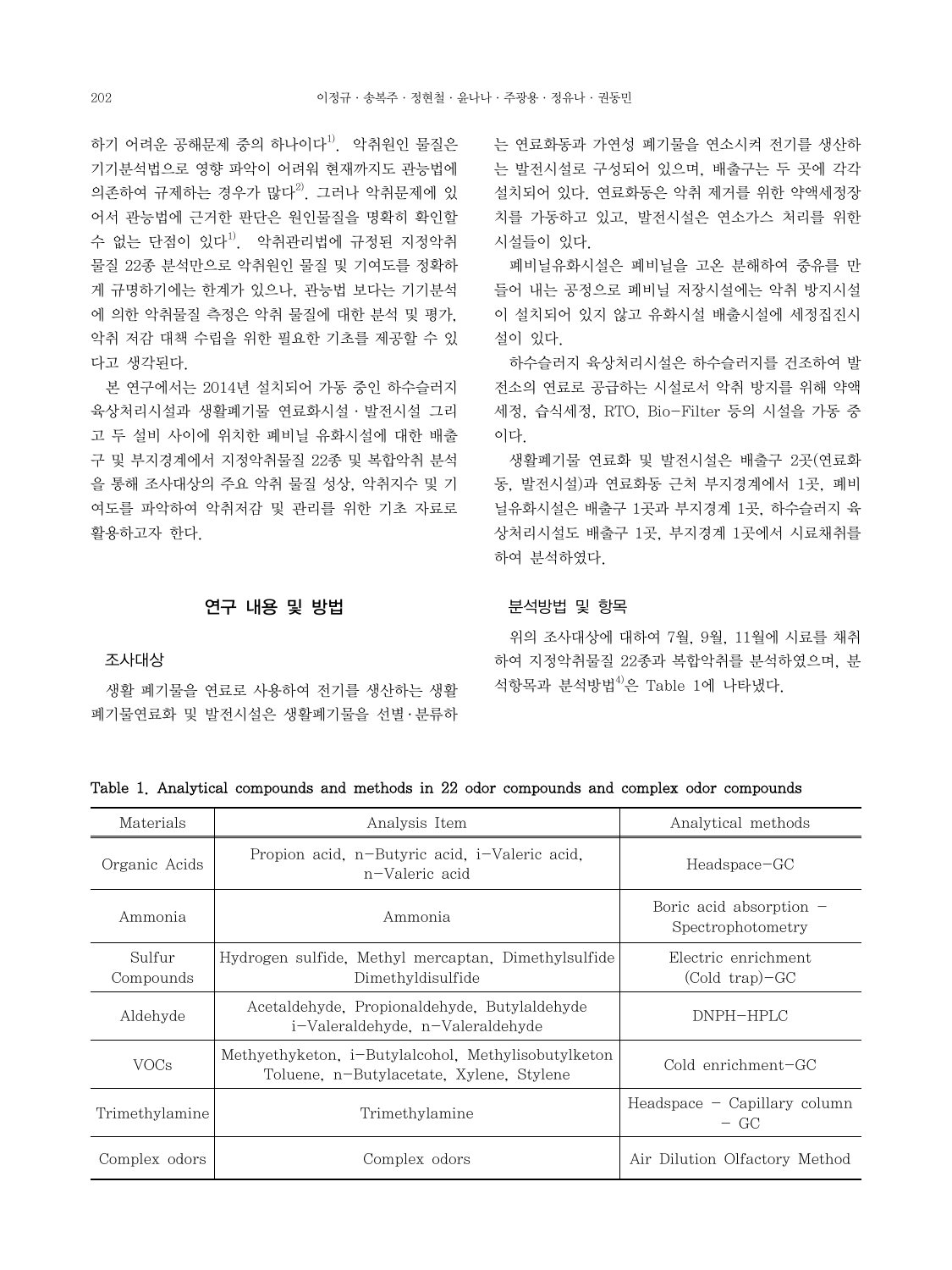하기 어려운 공해문제 중의 하나이다[1]. 악취원인 물질은 기기분석법으로 영향 파악이 어려워 현재까지도 관능법에 의존하여 규제하는 경우가 많다[2]. 그러나 악취문제에 있어서 관능법에 근거한 판단은 원인물질을 명확히 확인할 수 없는 단점이 있다[1]. 악취관리법에 규정된 지정악취물질 22종 분석만으로 악취원인 물질 및 기여도를 정확하게 규명하기에는 한계가 있으나, 관능법 보다는 기기분석에 의한 악취물질 측정은 악취 물질에 대한 분석 및 평가, 악취 저감 대책 수립을 위한 필요한 기초를 제공할 수 있다고 생각된다.

본 연구에서는 2014년 설치되어 가동 중인 하수슬러지 육상처리시설과 생활폐기물 연료화시설 · 발전시설 그리고 두 설비 사이에 위치한 폐비닐 유화시설에 대한 배출구 및 부지경계에서 지정악취물질 22종 및 복합악취 분석을 통해 조사대상의 주요 악취 물질 성상, 악취지수 및 기여도를 파악하여 악취저감 및 관리를 위한 기초 자료로 활용하고자 한다.

## 연구 내용 및 방법

### 조사대상

생활 폐기물을 연료로 사용하여 전기를 생산하는 생활폐기물연료화 및 발전시설은 생활폐기물을 선별·분류하는 연료화동과 가연성 폐기물을 연소시켜 전기를 생산하는 발전시설로 구성되어 있으며, 배출구는 두 곳에 각각 설치되어 있다. 연료화동은 악취 제거를 위한 약액세정장치를 가동하고 있고, 발전시설은 연소가스 처리를 위한 시설들이 있다.

폐비닐유화시설은 폐비닐을 고온 분해하여 중유를 만들어 내는 공정으로 폐비닐 저장시설에는 악취 방지시설이 설치되어 있지 않고 유화시설 배출시설에 세정집진시설이 있다.

하수슬러지 육상처리시설은 하수슬러지를 건조하여 발전소의 연료로 공급하는 시설로서 악취 방지를 위해 약액세정, 습식세정, RTO, Bio-Filter 등의 시설을 가동 중이다.

생활폐기물 연료화 및 발전시설은 배출구 2곳(연료화동, 발전시설)과 연료화동 근처 부지경계에서 1곳, 폐비닐유화시설은 배출구 1곳과 부지경계 1곳, 하수슬러지 육상처리시설도 배출구 1곳, 부지경계 1곳에서 시료채취를 하여 분석하였다.

### 분석방법 및 항목

위의 조사대상에 대하여 7월, 9월, 11월에 시료를 채취하여 지정악취물질 22종과 복합악취를 분석하였으며, 분석항목과 분석방법[4]은 Table 1에 나타냈다.

**Table 1. Analytical compounds and methods in 22 odor compounds and complex odor compounds**

| Materials | Analysis Item | Analytical methods |
|---|---|---|
| Organic Acids | Propion acid, n-Butyric acid, i-Valeric acid, n-Valeric acid | Headspace-GC |
| Ammonia | Ammonia | Boric acid absorption - Spectrophotometry |
| Sulfur Compounds | Hydrogen sulfide, Methyl mercaptan, Dimethylsulfide Dimethyldisulfide | Electric enrichment (Cold trap)-GC |
| Aldehyde | Acetaldehyde, Propionaldehyde, Butylaldehyde i-Valeraldehyde, n-Valeraldehyde | DNPH-HPLC |
| VOCs | Methyethyketon, i-Butylalcohol, Methylisobutylketon Toluene, n-Butylacetate, Xylene, Stylene | Cold enrichment-GC |
| Trimethylamine | Trimethylamine | Headspace - Capillary column - GC |
| Complex odors | Complex odors | Air Dilution Olfactory Method |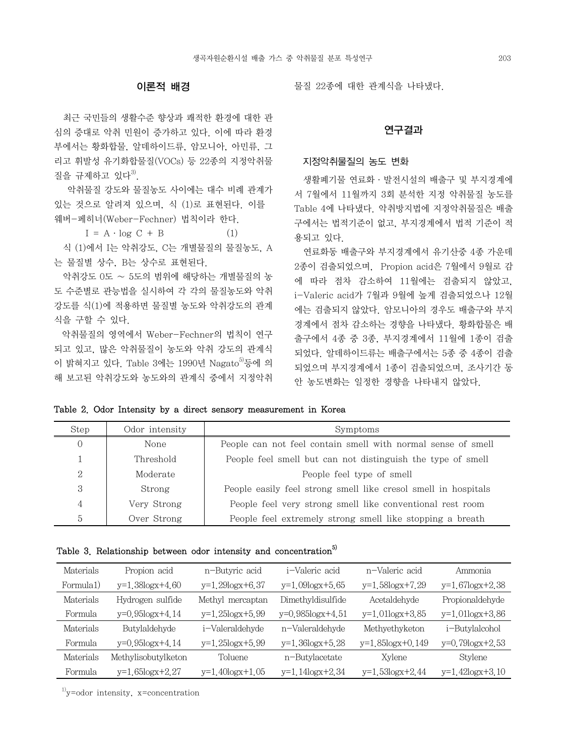## 이론적 배경

최근 국민들의 생활수준 향상과 쾌적한 환경에 대한 관심의 증대로 악취 민원이 증가하고 있다. 이에 따라 환경부에서는 황화합물, 알데하이드류, 암모니아, 아민류, 그리고 휘발성 유기화합물질(VOCs) 등 22종의 지정악취물질을 규제하고 있다[3].

악취물질 강도와 물질농도 사이에는 대수 비례 관계가 있는 것으로 알려져 있으며, 식 (1)로 표현된다. 이를 웨버-페히너(Weber-Fechner) 법칙이라 한다.

$$I = A \cdot \log C + B \qquad (1)$$

식 (1)에서 I는 악취강도, C는 개별물질의 물질농도, A는 물질별 상수, B는 상수로 표현된다.

악취강도 0도 ~ 5도의 범위에 해당하는 개별물질의 농도 수준별로 관능법을 실시하여 각 각의 물질농도와 악취강도를 식(1)에 적용하면 물질별 농도와 악취강도의 관계식을 구할 수 있다.

악취물질의 영역에서 Weber-Fechner의 법칙이 연구되고 있고, 많은 악취물질이 농도와 악취 강도의 관계식이 밝혀지고 있다. Table 3에는 1990년 Nagato[5]등에 의해 보고된 악취강도와 농도와의 관계식 중에서 지정악취물질 22종에 대한 관계식을 나타냈다.

## 연구결과

### 지정악취물질의 농도 변화

생활폐기물 연료화·발전시설의 배출구 및 부지경계에서 7월에서 11월까지 3회 분석한 지정 악취물질 농도를 Table 4에 나타냈다. 악취방지법에 지정악취물질은 배출구에서는 법적기준이 없고, 부지경계에서 법적 기준이 적용되고 있다.

연료화동 배출구와 부지경계에서 유기산중 4종 가운데 2종이 검출되었으며, Propion acid은 7월에서 9월로 감에 따라 점차 감소하여 11월에는 검출되지 않았고, i-Valeric acid가 7월과 9월에 높게 검출되었으나 12월에는 검출되지 않았다. 암모니아의 경우도 배출구와 부지경계에서 점차 감소하는 경향을 나타냈다. 황화합물은 배출구에서 4종 중 3종, 부지경계에서 11월에 1종이 검출되었다. 알데하이드류는 배출구에서는 5종 중 4종이 검출되었으며 부지경계에서 1종이 검출되었으며, 조사기간 동안 농도변화는 일정한 경향을 나타내지 않았다.

Table 2. Odor Intensity by a direct sensory measurement in Korea

| Step | Odor intensity | Symptoms |
|---|---|---|
| 0 | None | People can not feel contain smell with normal sense of smell |
| 1 | Threshold | People feel smell but can not distinguish the type of smell |
| 2 | Moderate | People feel type of smell |
| 3 | Strong | People easily feel strong smell like cresol smell in hospitals |
| 4 | Very Strong | People feel very strong smell like conventional rest room |
| 5 | Over Strong | People feel extremely strong smell like stopping a breath |

Table 3. Relationship between odor intensity and concentration[5]

| Materials | Propion acid | n-Butyric acid | i-Valeric acid | n-Valeric acid | Ammonia |
|---|---|---|---|---|---|
| Formula[1)] | y=1.38logx+4.60 | y=1.29logx+6.37 | y=1.09logx+5.65 | y=1.58logx+7.29 | y=1.67logx+2.38 |
| Materials | Hydrogen sulfide | Methyl mercaptan | Dimethyldisulfide | Acetaldehyde | Propionaldehyde |
| Formula | y=0.95logx+4.14 | y=1.25logx+5.99 | y=0.985logx+4.51 | y=1.01logx+3.85 | y=1.01logx+3.86 |
| Materials | Butylaldehyde | i-Valeraldehyde | n-Valeraldehyde | Methyethyketon | i-Butylalcohol |
| Formula | y=0.95logx+4.14 | y=1.25logx+5.99 | y=1.36logx+5.28 | y=1.85logx+0.149 | y=0.79logx+2.53 |
| Materials | Methylisobutylketon | Toluene | n-Butylacetate | Xylene | Stylene |
| Formula | y=1.65logx+2.27 | y=1.40logx+1.05 | y=1.14logx+2.34 | y=1.53logx+2.44 | y=1.42logx+3.10 |

[1)]y=odor intensity, x=concentration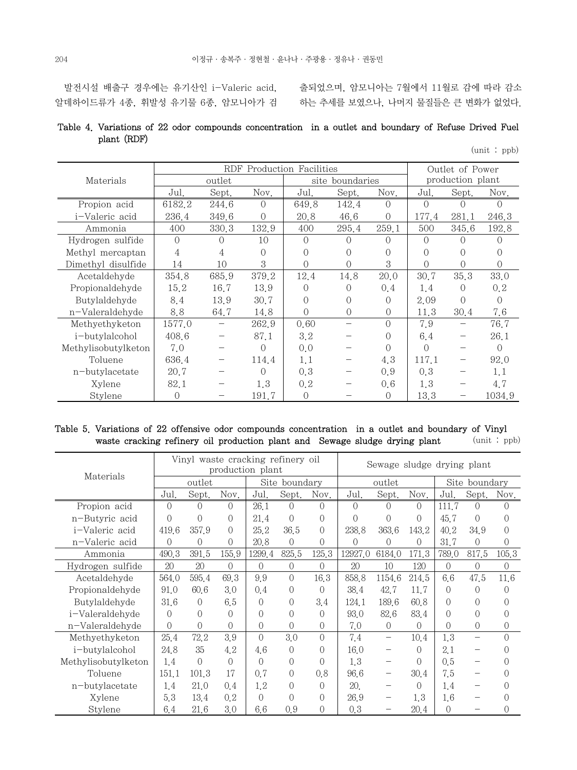발전시설 배출구 경우에는 유기산인 i-Valeric acid, 알데하이드류가 4종, 휘발성 유기물 6종, 암모니아가 검출되었으며, 암모니아는 7월에서 11월로 감에 따라 감소하는 추세를 보였으나, 나머지 물질들은 큰 변화가 없었다.

**Table 4. Variations of 22 odor compounds concentration in a outlet and boundary of Refuse Drived Fuel plant (RDF)**

(unit : ppb)

| Materials | RDF Production Facilities | | | | | | Outlet of Power production plant | | |
|---|---|---|---|---|---|---|---|---|---|
| | outlet | | | site boundaries | | | | | |
| | Jul. | Sept. | Nov. | Jul. | Sept. | Nov. | Jul. | Sept. | Nov. |
| Propion acid | 6182.2 | 244.6 | 0 | 649.8 | 142.4 | 0 | 0 | 0 | 0 |
| i-Valeric acid | 236.4 | 349.6 | 0 | 20.8 | 46.6 | 0 | 177.4 | 281.1 | 246.3 |
| Ammonia | 400 | 330.3 | 132.9 | 400 | 295.4 | 259.1 | 500 | 345.6 | 192.8 |
| Hydrogen sulfide | 0 | 0 | 10 | 0 | 0 | 0 | 0 | 0 | 0 |
| Methyl mercaptan | 4 | 4 | 0 | 0 | 0 | 0 | 0 | 0 | 0 |
| Dimethyl disulfide | 14 | 10 | 3 | 0 | 0 | 3 | 0 | 0 | 0 |
| Acetaldehyde | 354.8 | 685.9 | 379.2 | 12.4 | 14.8 | 20.0 | 30.7 | 35.3 | 33.0 |
| Propionaldehyde | 15.2 | 16.7 | 13.9 | 0 | 0 | 0.4 | 1.4 | 0 | 0.2 |
| Butylaldehyde | 8.4 | 13.9 | 30.7 | 0 | 0 | 0 | 2.09 | 0 | 0 |
| n-Valeraldehyde | 8.8 | 64.7 | 14.8 | 0 | 0 | 0 | 11.3 | 30.4 | 7.6 |
| Methyethyketon | 1577.0 | – | 262.9 | 0.60 | – | 0 | 7.9 | – | 76.7 |
| i-butylalcohol | 408.6 | – | 87.1 | 3.2 | – | 0 | 6.4 | – | 26.1 |
| Methylisobutylketon | 7.0 | – | 0 | 0.0 | – | 0 | 0 | – | 0 |
| Toluene | 636.4 | – | 114.4 | 1.1 | – | 4.3 | 117.1 | – | 92.0 |
| n-butylacetate | 20.7 | – | 0 | 0.3 | – | 0.9 | 0.3 | – | 1.1 |
| Xylene | 82.1 | – | 1.3 | 0.2 | – | 0.6 | 1.3 | – | 4.7 |
| Stylene | 0 | – | 191.7 | 0 | – | 0 | 13.3 | – | 1034.9 |

**Table 5. Variations of 22 offensive odor compounds concentration in a outlet and boundary of Vinyl waste cracking refinery oil production plant and Sewage sludge drying plant**

(unit : ppb)

| Materials | Vinyl waste cracking refinery oil production plant | | | | | | Sewage sludge drying plant | | | | | |
|---|---|---|---|---|---|---|---|---|---|---|---|---|
| | outlet | | | Site boundary | | | outlet | | | Site boundary | | |
| | Jul. | Sept. | Nov. | Jul. | Sept. | Nov. | Jul. | Sept. | Nov. | Jul. | Sept. | Nov. |
| Propion acid | 0 | 0 | 0 | 26.1 | 0 | 0 | 0 | 0 | 0 | 111.7 | 0 | 0 |
| n-Butyric acid | 0 | 0 | 0 | 21.4 | 0 | 0 | 0 | 0 | 0 | 45.7 | 0 | 0 |
| i-Valeric acid | 419.6 | 357.9 | 0 | 25.2 | 36.5 | 0 | 238.8 | 363.6 | 143.2 | 40.2 | 34.9 | 0 |
| n-Valeric acid | 0 | 0 | 0 | 20.8 | 0 | 0 | 0 | 0 | 0 | 31.7 | 0 | 0 |
| Ammonia | 490.3 | 391.5 | 155.9 | 1299.4 | 825.5 | 125.3 | 12927.0 | 6184.0 | 171.3 | 789.0 | 817.5 | 105.3 |
| Hydrogen sulfide | 20 | 20 | 0 | 0 | 0 | 0 | 20 | 10 | 120 | 0 | 0 | 0 |
| Acetaldehyde | 564.0 | 595.4 | 69.3 | 9.9 | 0 | 16.3 | 858.8 | 1154.6 | 214.5 | 6.6 | 47.5 | 11.6 |
| Propionaldehyde | 91.0 | 60.6 | 3.0 | 0.4 | 0 | 0 | 38.4 | 42.7 | 11.7 | 0 | 0 | 0 |
| Butylaldehyde | 31.6 | 0 | 6.5 | 0 | 0 | 3.4 | 124.1 | 189.6 | 60.8 | 0 | 0 | 0 |
| i-Valeraldehyde | 0 | 0 | 0 | 0 | 0 | 0 | 93.0 | 82.6 | 83.4 | 0 | 0 | 0 |
| n-Valeraldehyde | 0 | 0 | 0 | 0 | 0 | 0 | 7.0 | 0 | 0 | 0 | 0 | 0 |
| Methyethyketon | 25.4 | 72.2 | 3.9 | 0 | 3.0 | 0 | 7.4 | – | 10.4 | 1.3 | – | 0 |
| i-butylalcohol | 24.8 | 35 | 4.2 | 4.6 | 0 | 0 | 16.0 | – | 0 | 2.1 | – | 0 |
| Methylisobutylketon | 1.4 | 0 | 0 | 0 | 0 | 0 | 1.3 | – | 0 | 0.5 | – | 0 |
| Toluene | 151.1 | 101.3 | 17 | 0.7 | 0 | 0.8 | 96.6 | – | 30.4 | 7.5 | – | 0 |
| n-butylacetate | 1.4 | 21.0 | 0.4 | 1.2 | 0 | 0 | 20. | – | 0 | 1.4 | – | 0 |
| Xylene | 5.3 | 13.4 | 0.2 | 0 | 0 | 0 | 26.9 | – | 1.3 | 1.6 | – | 0 |
| Stylene | 6.4 | 21.6 | 3.0 | 6.6 | 0.9 | 0 | 0.3 | – | 20.4 | 0 | – | 0 |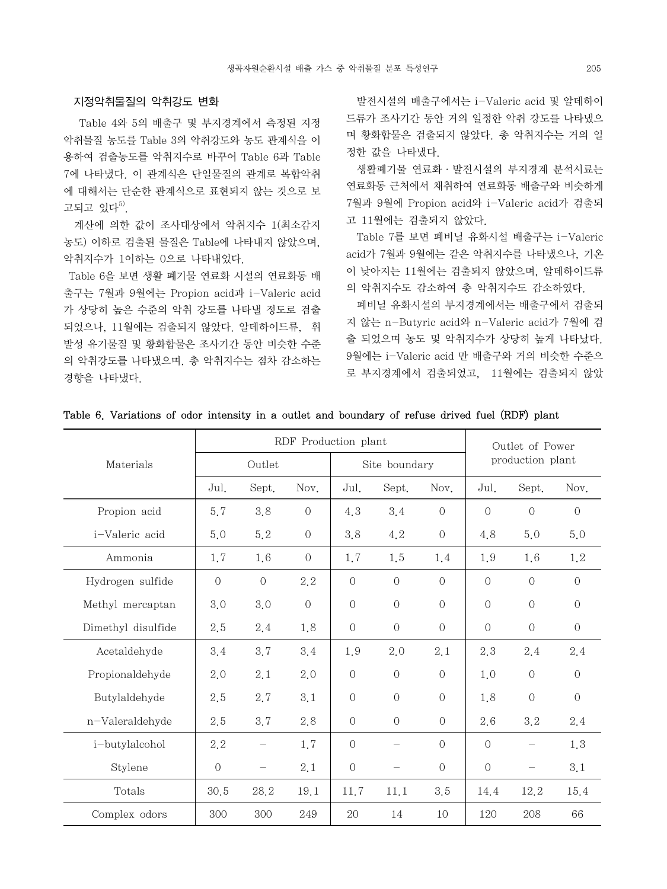### 지정악취물질의 악취강도 변화

Table 4와 5의 배출구 및 부지경계에서 측정된 지정 악취물질 농도를 Table 3의 악취강도와 농도 관계식을 이용하여 검출농도를 악취지수로 바꾸어 Table 6과 Table 7에 나타냈다. 이 관계식은 단일물질의 관계로 복합악취에 대해서는 단순한 관계식으로 표현되지 않는 것으로 보고되고 있다[5].

계산에 의한 값이 조사대상에서 악취지수 1(최소감지 농도) 이하로 검출된 물질은 Table에 나타내지 않았으며, 악취지수가 1이하는 0으로 나타내었다.

Table 6을 보면 생활 폐기물 연료화 시설의 연료화동 배출구는 7월과 9월에는 Propion acid과 i-Valeric acid가 상당히 높은 수준의 악취 강도를 나타낼 정도로 검출되었으나, 11월에는 검출되지 않았다. 알데하이드류, 휘발성 유기물질 및 황화합물은 조사기간 동안 비슷한 수준의 악취강도를 나타냈으며, 총 악취지수는 점차 감소하는 경향을 나타냈다.

발전시설의 배출구에서는 i-Valeric acid 및 알데하이드류가 조사기간 동안 거의 일정한 악취 강도를 나타냈으며 황화합물은 검출되지 않았다. 총 악취지수는 거의 일정한 값을 나타냈다.

생활폐기물 연료화·발전시설의 부지경계 분석시료는 연료화동 근처에서 채취하여 연료화동 배출구와 비슷하게 7월과 9월에 Propion acid와 i-Valeric acid가 검출되고 11월에는 검출되지 않았다.

Table 7를 보면 폐비닐 유화시설 배출구는 i-Valeric acid가 7월과 9월에는 같은 악취지수를 나타냈으나, 기온이 낮아지는 11월에는 검출되지 않았으며, 알데하이드류의 악취지수도 감소하여 총 악취지수도 감소하였다.

폐비닐 유화시설의 부지경계에서는 배출구에서 검출되지 않는 n-Butyric acid와 n-Valeric acid가 7월에 검출 되었으며 농도 및 악취지수가 상당히 높게 나타났다. 9월에는 i-Valeric acid 만 배출구와 거의 비슷한 수준으로 부지경계에서 검출되었고, 11월에는 검출되지 않았

**Table 6. Variations of odor intensity in a outlet and boundary of refuse drived fuel (RDF) plant**

| Materials | RDF Production plant | | | | | | Outlet of Power production plant | | |
|---|---|---|---|---|---|---|---|---|---|
| | Outlet | | | Site boundary | | | | | |
| | Jul. | Sept. | Nov. | Jul. | Sept. | Nov. | Jul. | Sept. | Nov. |
| Propion acid | 5.7 | 3.8 | 0 | 4.3 | 3.4 | 0 | 0 | 0 | 0 |
| i-Valeric acid | 5.0 | 5.2 | 0 | 3.8 | 4.2 | 0 | 4.8 | 5.0 | 5.0 |
| Ammonia | 1.7 | 1.6 | 0 | 1.7 | 1.5 | 1.4 | 1.9 | 1.6 | 1.2 |
| Hydrogen sulfide | 0 | 0 | 2.2 | 0 | 0 | 0 | 0 | 0 | 0 |
| Methyl mercaptan | 3.0 | 3.0 | 0 | 0 | 0 | 0 | 0 | 0 | 0 |
| Dimethyl disulfide | 2.5 | 2.4 | 1.8 | 0 | 0 | 0 | 0 | 0 | 0 |
| Acetaldehyde | 3.4 | 3.7 | 3.4 | 1.9 | 2.0 | 2.1 | 2.3 | 2.4 | 2.4 |
| Propionaldehyde | 2.0 | 2.1 | 2.0 | 0 | 0 | 0 | 1.0 | 0 | 0 |
| Butylaldehyde | 2.5 | 2.7 | 3.1 | 0 | 0 | 0 | 1.8 | 0 | 0 |
| n-Valeraldehyde | 2.5 | 3.7 | 2.8 | 0 | 0 | 0 | 2.6 | 3.2 | 2.4 |
| i-butylalcohol | 2.2 | - | 1.7 | 0 | - | 0 | 0 | - | 1.3 |
| Stylene | 0 | - | 2.1 | 0 | - | 0 | 0 | - | 3.1 |
| Totals | 30.5 | 28.2 | 19.1 | 11.7 | 11.1 | 3.5 | 14.4 | 12.2 | 15.4 |
| Complex odors | 300 | 300 | 249 | 20 | 14 | 10 | 120 | 208 | 66 |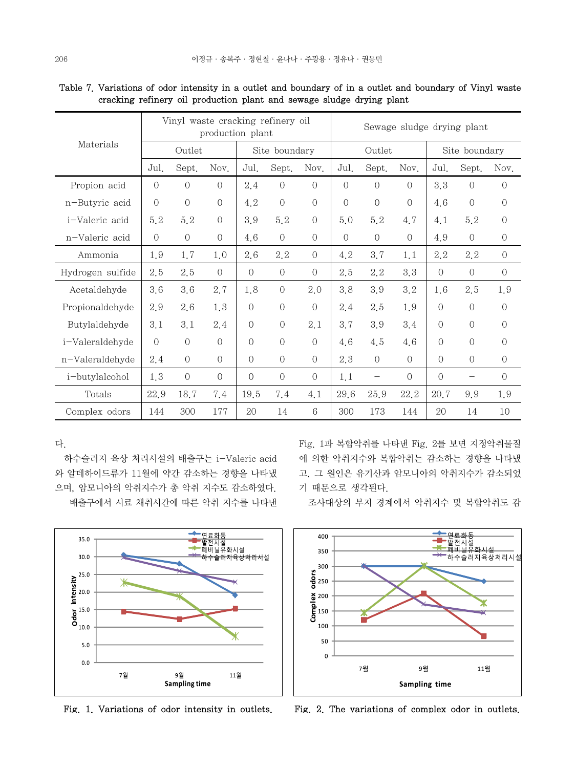Table 7. Variations of odor intensity in a outlet and boundary of in a outlet and boundary of Vinyl waste cracking refinery oil production plant and sewage sludge drying plant

| Materials | Vinyl waste cracking refinery oil production plant | | | | | | Sewage sludge drying plant | | | | | |
|---|---|---|---|---|---|---|---|---|---|---|---|---|
| | Outlet | | | Site boundary | | | Outlet | | | Site boundary | | |
| | Jul. | Sept. | Nov. | Jul. | Sept. | Nov. | Jul. | Sept. | Nov. | Jul. | Sept. | Nov. |
| Propion acid | 0 | 0 | 0 | 2.4 | 0 | 0 | 0 | 0 | 0 | 3.3 | 0 | 0 |
| n-Butyric acid | 0 | 0 | 0 | 4.2 | 0 | 0 | 0 | 0 | 0 | 4.6 | 0 | 0 |
| i-Valeric acid | 5.2 | 5.2 | 0 | 3.9 | 5.2 | 0 | 5.0 | 5.2 | 4.7 | 4.1 | 5.2 | 0 |
| n-Valeric acid | 0 | 0 | 0 | 4.6 | 0 | 0 | 0 | 0 | 0 | 4.9 | 0 | 0 |
| Ammonia | 1.9 | 1.7 | 1.0 | 2.6 | 2.2 | 0 | 4.2 | 3.7 | 1.1 | 2.2 | 2.2 | 0 |
| Hydrogen sulfide | 2.5 | 2.5 | 0 | 0 | 0 | 0 | 2.5 | 2.2 | 3.3 | 0 | 0 | 0 |
| Acetaldehyde | 3.6 | 3.6 | 2.7 | 1.8 | 0 | 2.0 | 3.8 | 3.9 | 3.2 | 1.6 | 2.5 | 1.9 |
| Propionaldehyde | 2.9 | 2.6 | 1.3 | 0 | 0 | 0 | 2.4 | 2.5 | 1.9 | 0 | 0 | 0 |
| Butylaldehyde | 3.1 | 3.1 | 2.4 | 0 | 0 | 2.1 | 3.7 | 3.9 | 3.4 | 0 | 0 | 0 |
| i-Valeraldehyde | 0 | 0 | 0 | 0 | 0 | 0 | 4.6 | 4.5 | 4.6 | 0 | 0 | 0 |
| n-Valeraldehyde | 2.4 | 0 | 0 | 0 | 0 | 0 | 2.3 | 0 | 0 | 0 | 0 | 0 |
| i-butylalcohol | 1.3 | 0 | 0 | 0 | 0 | 0 | 1.1 | – | 0 | 0 | – | 0 |
| Totals | 22.9 | 18.7 | 7.4 | 19.5 | 7.4 | 4.1 | 29.6 | 25.9 | 22.2 | 20.7 | 9.9 | 1.9 |
| Complex odors | 144 | 300 | 177 | 20 | 14 | 6 | 300 | 173 | 144 | 20 | 14 | 10 |

다.

하수슬러지 육상 처리시설의 배출구는 i-Valeric acid와 알데하이드류가 11월에 약간 감소하는 경향을 나타냈으며, 암모니아의 악취지수가 총 악취 지수도 감소하였다.

배출구에서 시료 채취시간에 따른 악취 지수를 나타낸 Fig. 1과 복합악취를 나타낸 Fig. 2를 보면 지정악취물질에 의한 악취지수와 복합악취는 감소하는 경향을 나타냈고, 그 원인은 유기산과 암모니아의 악취지수가 감소되었기 때문으로 생각된다.

조사대상의 부지 경계에서 악취지수 및 복합악취도 감

Fig. 1. Variations of odor intensity in outlets.

Fig. 2. The variations of complex odor in outlets.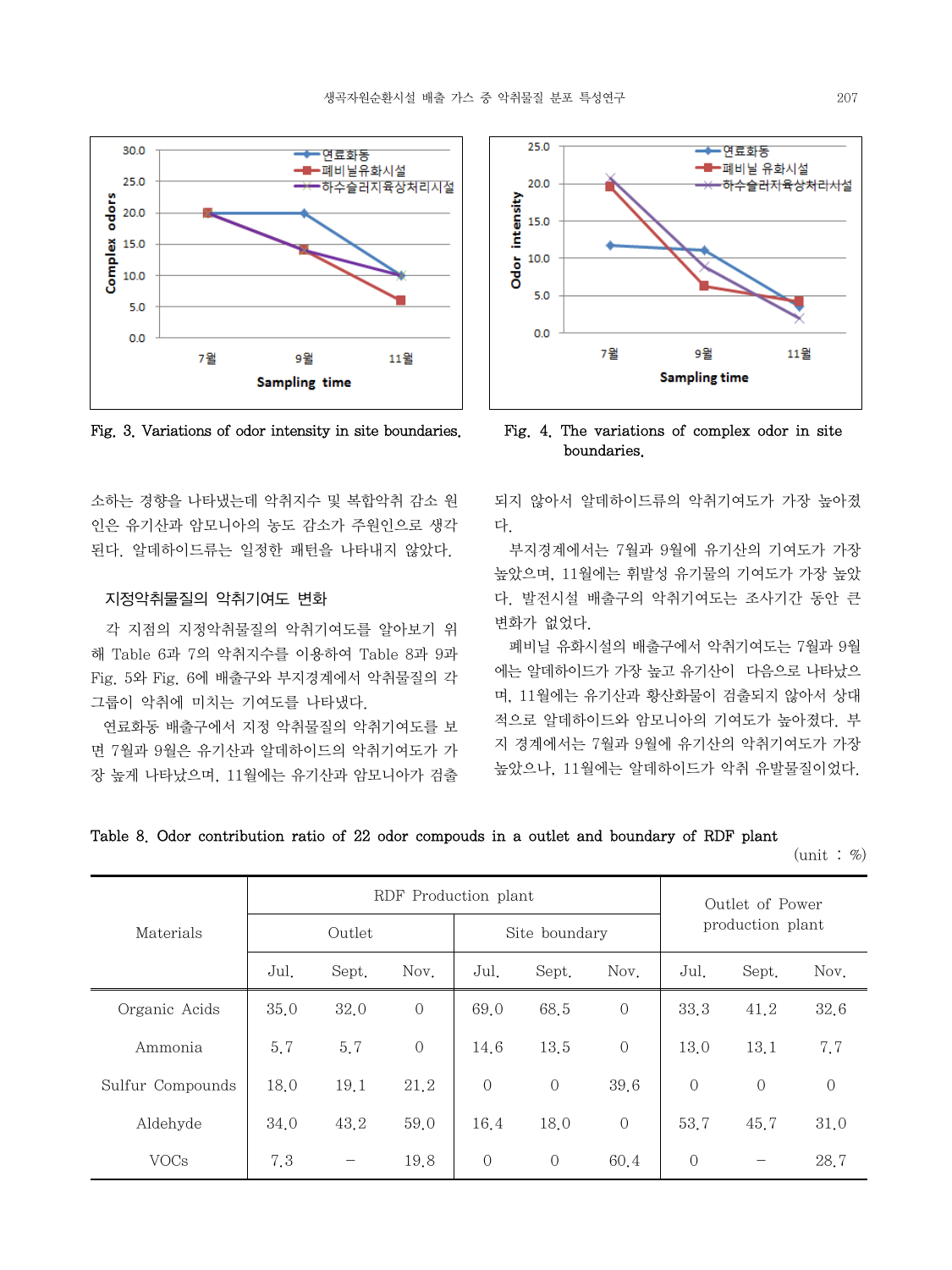Fig. 3. Variations of odor intensity in site boundaries.

Fig. 4. The variations of complex odor in site boundaries.

소하는 경향을 나타냈는데 악취지수 및 복합악취 감소 원인은 유기산과 암모니아의 농도 감소가 주원인으로 생각된다. 알데하이드류는 일정한 패턴을 나타내지 않았다.

### 지정악취물질의 악취기여도 변화

각 지점의 지정악취물질의 악취기여도를 알아보기 위해 Table 6과 7의 악취지수를 이용하여 Table 8과 9과 Fig. 5와 Fig. 6에 배출구와 부지경계에서 악취물질의 각 그룹이 악취에 미치는 기여도를 나타냈다.

연료화동 배출구에서 지정 악취물질의 악취기여도를 보면 7월과 9월은 유기산과 알데하이드의 악취기여도가 가장 높게 나타났으며, 11월에는 유기산과 암모니아가 검출되지 않아서 알데하이드류의 악취기여도가 가장 높아졌다.

부지경계에서는 7월과 9월에 유기산의 기여도가 가장 높았으며, 11월에는 휘발성 유기물의 기여도가 가장 높았다. 발전시설 배출구의 악취기여도는 조사기간 동안 큰 변화가 없었다.

폐비닐 유화시설의 배출구에서 악취기여도는 7월과 9월에는 알데하이드가 가장 높고 유기산이 다음으로 나타났으며, 11월에는 유기산과 황산화물이 검출되지 않아서 상대적으로 알데하이드와 암모니아의 기여도가 높아졌다. 부지 경계에서는 7월과 9월에 유기산의 악취기여도가 가장 높았으나, 11월에는 알데하이드가 악취 유발물질이었다.

Table 8. Odor contribution ratio of 22 odor compouds in a outlet and boundary of RDF plant

(unit : %)

| Materials | RDF Production plant | | | | | | Outlet of Power production plant | | |
|---|---|---|---|---|---|---|---|---|---|
| | Outlet | | | Site boundary | | | | | |
| | Jul. | Sept. | Nov. | Jul. | Sept. | Nov. | Jul. | Sept. | Nov. |
| Organic Acids | 35.0 | 32.0 | 0 | 69.0 | 68.5 | 0 | 33.3 | 41.2 | 32.6 |
| Ammonia | 5.7 | 5.7 | 0 | 14.6 | 13.5 | 0 | 13.0 | 13.1 | 7.7 |
| Sulfur Compounds | 18.0 | 19.1 | 21.2 | 0 | 0 | 39.6 | 0 | 0 | 0 |
| Aldehyde | 34.0 | 43.2 | 59.0 | 16.4 | 18.0 | 0 | 53.7 | 45.7 | 31.0 |
| VOCs | 7.3 | - | 19.8 | 0 | 0 | 60.4 | 0 | - | 28.7 |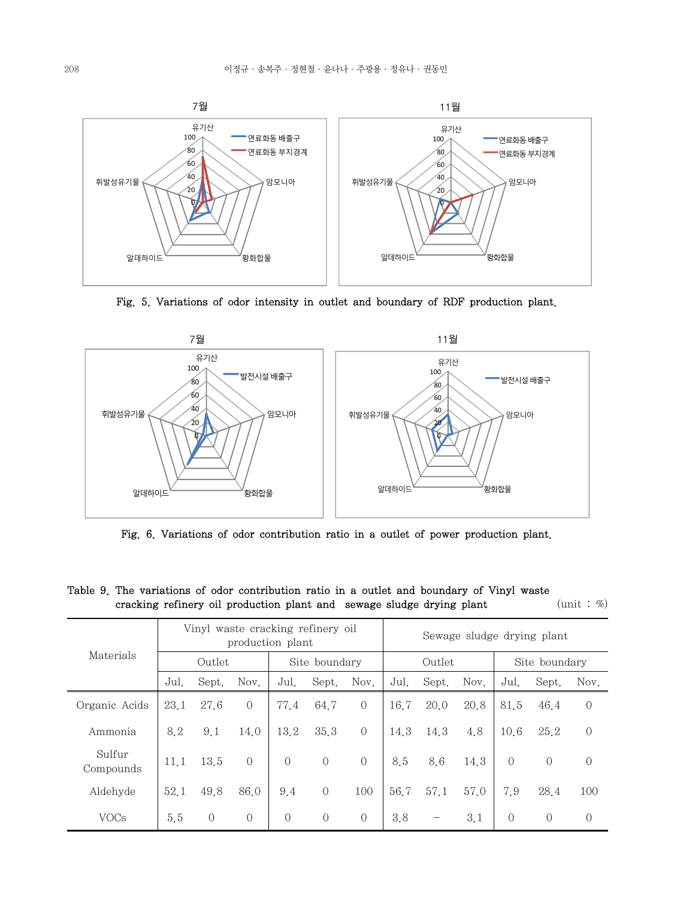Fig. 5. Variations of odor intensity in outlet and boundary of RDF production plant.

Fig. 6. Variations of odor contribution ratio in a outlet of power production plant.

Table 9. The variations of odor contribution ratio in a outlet and boundary of Vinyl waste cracking refinery oil production plant and sewage sludge drying plant (unit : %)

| Materials | Vinyl waste cracking refinery oil production plant | | | | | | Sewage sludge drying plant | | | | | |
|---|---|---|---|---|---|---|---|---|---|---|---|---|
| | Outlet | | | Site boundary | | | Outlet | | | Site boundary | | |
| | Jul. | Sept. | Nov. | Jul. | Sept. | Nov. | Jul. | Sept. | Nov. | Jul. | Sept. | Nov. |
| Organic Acids | 23.1 | 27.6 | 0 | 77.4 | 64.7 | 0 | 16.7 | 20.0 | 20.8 | 81.5 | 46.4 | 0 |
| Ammonia | 8.2 | 9.1 | 14.0 | 13.2 | 35.3 | 0 | 14.3 | 14.3 | 4.8 | 10.6 | 25.2 | 0 |
| Sulfur Compounds | 11.1 | 13.5 | 0 | 0 | 0 | 0 | 8.5 | 8.6 | 14.3 | 0 | 0 | 0 |
| Aldehyde | 52.1 | 49.8 | 86.0 | 9.4 | 0 | 100 | 56.7 | 57.1 | 57.0 | 7.9 | 28.4 | 100 |
| VOCs | 5.5 | 0 | 0 | 0 | 0 | 0 | 3.8 | – | 3.1 | 0 | 0 | 0 |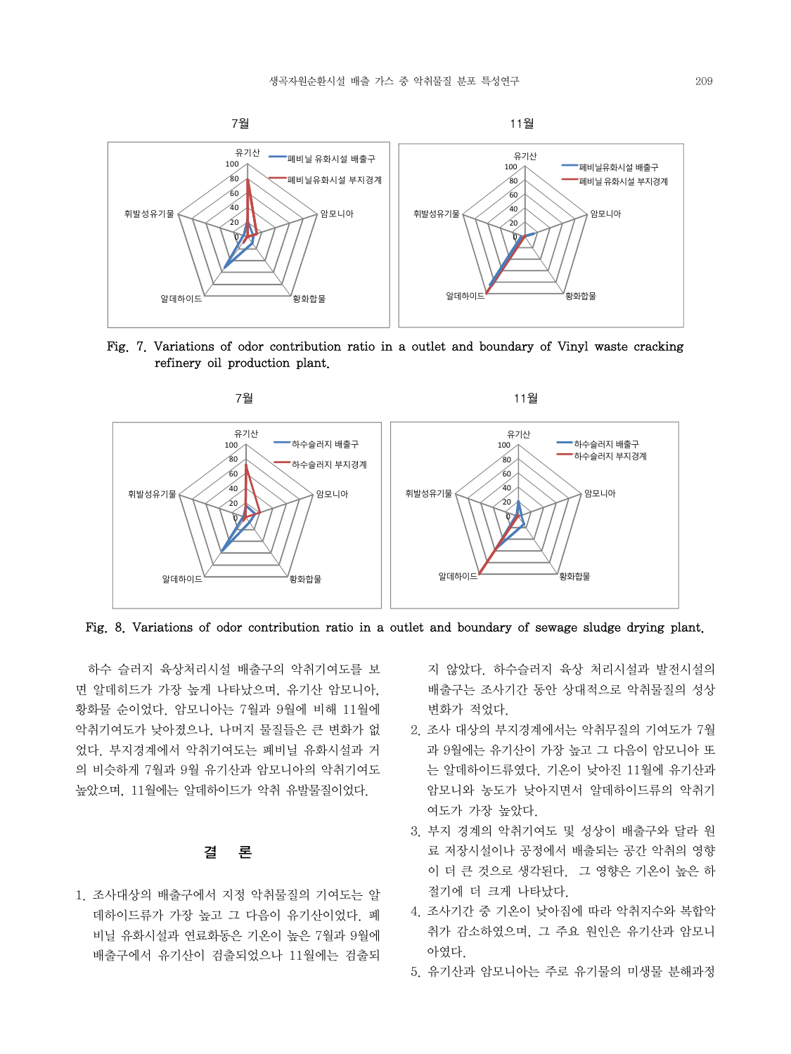Fig. 7. Variations of odor contribution ratio in a outlet and boundary of Vinyl waste cracking refinery oil production plant.

Fig. 8. Variations of odor contribution ratio in a outlet and boundary of sewage sludge drying plant.

하수 슬러지 육상처리시설 배출구의 악취기여도를 보면 알데히드가 가장 높게 나타났으며, 유기산 암모니아, 황화물 순이었다. 암모니아는 7월과 9월에 비해 11월에 악취기여도가 낮아졌으나, 나머지 물질들은 큰 변화가 없었다. 부지경계에서 악취기여도는 폐비닐 유화시설과 거의 비슷하게 7월과 9월 유기산과 암모니아의 악취기여도 높았으며, 11월에는 알데하이드가 악취 유발물질이었다.

## 결 론

1. 조사대상의 배출구에서 지정 악취물질의 기여도는 알데하이드류가 가장 높고 그 다음이 유기산이었다. 폐비닐 유화시설과 연료화동은 기온이 높은 7월과 9월에 배출구에서 유기산이 검출되었으나 11월에는 검출되지 않았다. 하수슬러지 육상 처리시설과 발전시설의 배출구는 조사기간 동안 상대적으로 악취물질의 성상 변화가 적었다.
2. 조사 대상의 부지경계에서는 악취무질의 기여도가 7월과 9월에는 유기산이 가장 높고 그 다음이 암모니아 또는 알데하이드류였다. 기온이 낮아진 11월에 유기산과 암모니와 농도가 낮아지면서 알데하이드류의 악취기여도가 가장 높았다.
3. 부지 경계의 악취기여도 및 성상이 배출구와 달라 원료 저장시설이나 공정에서 배출되는 공간 악취의 영향이 더 큰 것으로 생각된다. 그 영향은 기온이 높은 하절기에 더 크게 나타났다.
4. 조사기간 중 기온이 낮아짐에 따라 악취지수와 복합악취가 감소하였으며, 그 주요 원인은 유기산과 암모니아였다.
5. 유기산과 암모니아는 주로 유기물의 미생물 분해과정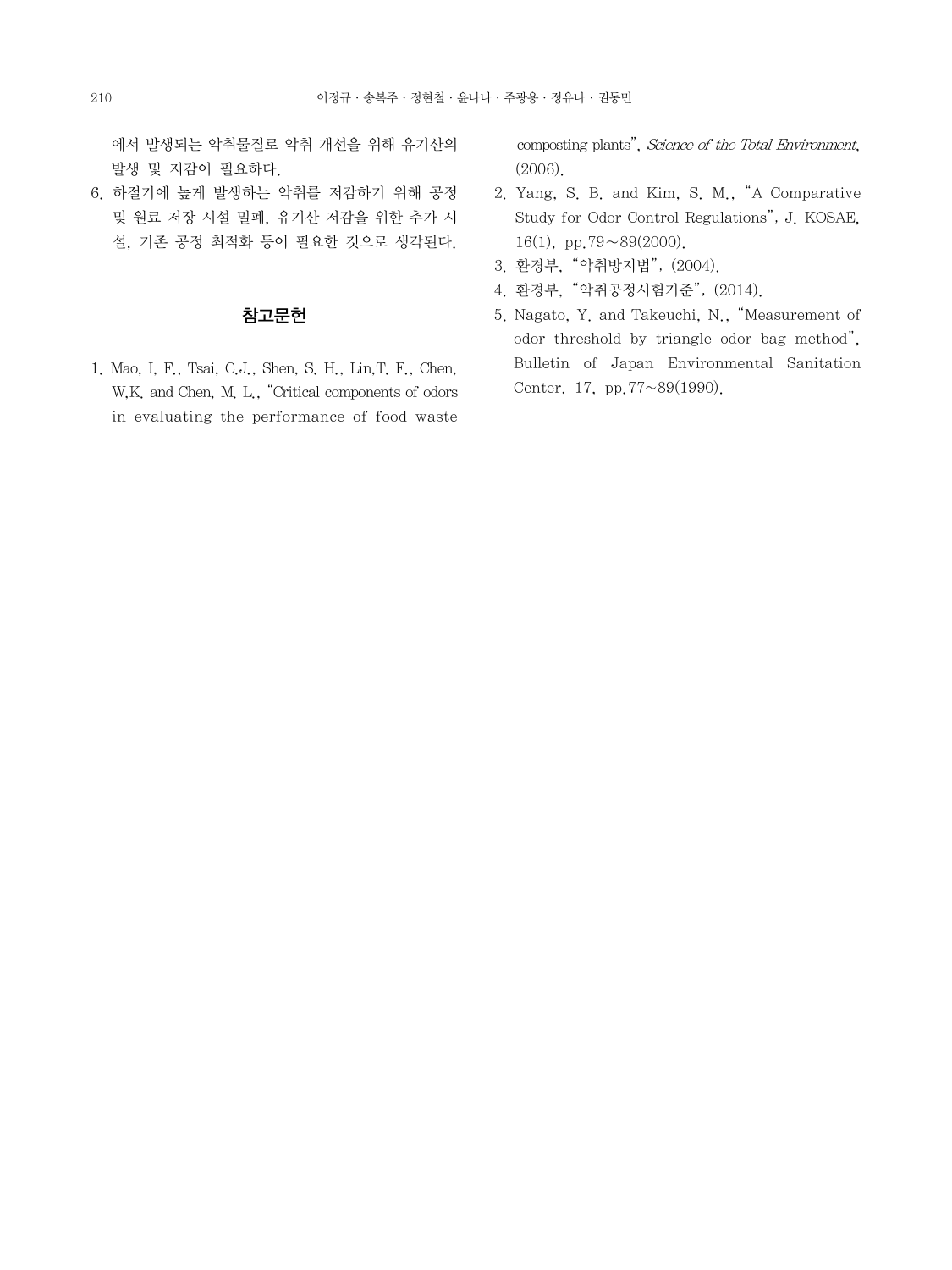에서 발생되는 악취물질로 악취 개선을 위해 유기산의 발생 및 저감이 필요하다.

6. 하절기에 높게 발생하는 악취를 저감하기 위해 공정 및 원료 저장 시설 밀폐, 유기산 저감을 위한 추가 시설, 기존 공정 최적화 등이 필요한 것으로 생각된다.

## 참고문헌

1. Mao, I. F., Tsai, C.J., Shen, S. H., Lin,T. F., Chen, W.K. and Chen, M. L., "Critical components of odors in evaluating the performance of food waste composting plants", *Science of the Total Environment*, (2006).
2. Yang, S. B. and Kim, S. M., "A Comparative Study for Odor Control Regulations", J. KOSAE, 16(1), pp.79～89(2000).
3. 환경부, "악취방지법", (2004).
4. 환경부, "악취공정시험기준", (2014).
5. Nagato, Y. and Takeuchi, N., "Measurement of odor threshold by triangle odor bag method", Bulletin of Japan Environmental Sanitation Center, 17, pp.77～89(1990).